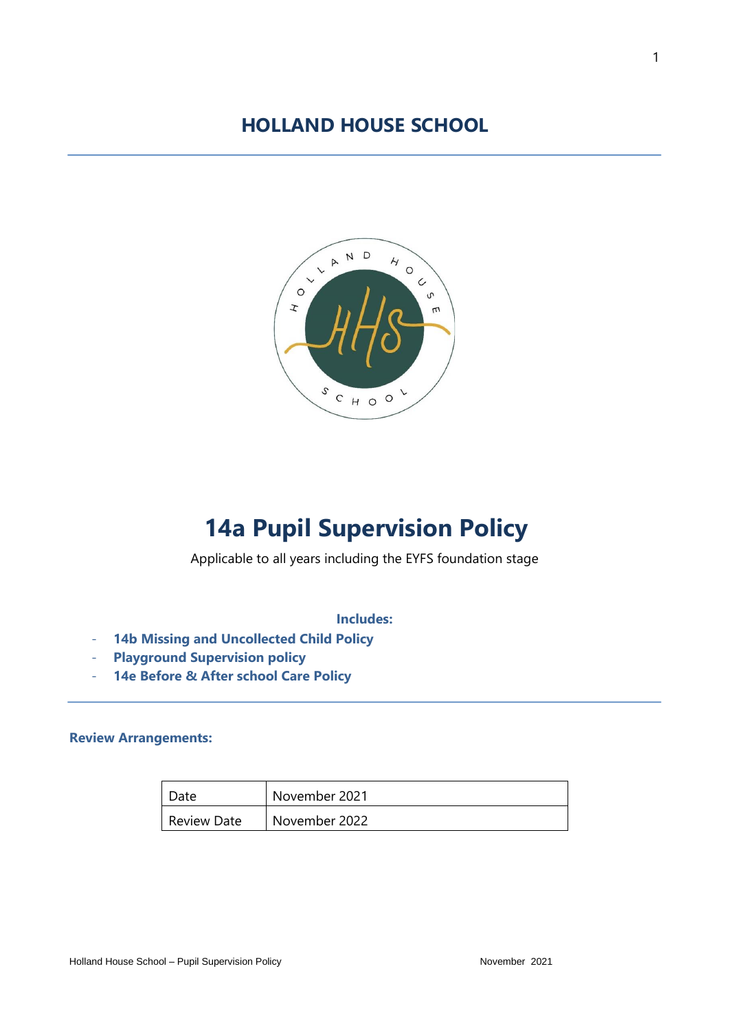# HOLLAND HOUSE SCHOOL

# 14a Pupil Supervision Policy

Applicable to all years including the EYFS foundation stage

**Includes:**

- **14b Missing and Uncollected Child Policy**
- **Playground Supervision policy**
- **14e Before & After school Care Policy**

**Review Arrangements:**

| Date | November 2021 |
|---|---|
| Review Date | November 2022 |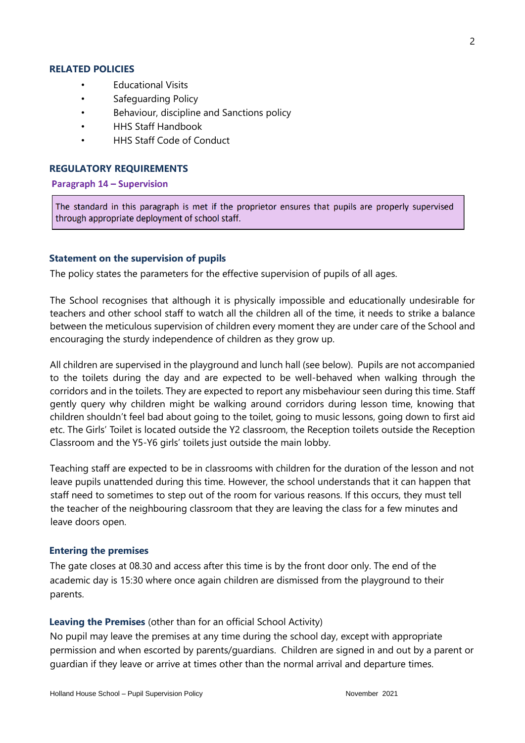## RELATED POLICIES

- Educational Visits
- Safeguarding Policy
- Behaviour, discipline and Sanctions policy
- HHS Staff Handbook
- HHS Staff Code of Conduct

## REGULATORY REQUIREMENTS

### Paragraph 14 – Supervision

> The standard in this paragraph is met if the proprietor ensures that pupils are properly supervised through appropriate deployment of school staff.

### Statement on the supervision of pupils

The policy states the parameters for the effective supervision of pupils of all ages.

The School recognises that although it is physically impossible and educationally undesirable for teachers and other school staff to watch all the children all of the time, it needs to strike a balance between the meticulous supervision of children every moment they are under care of the School and encouraging the sturdy independence of children as they grow up.

All children are supervised in the playground and lunch hall (see below). Pupils are not accompanied to the toilets during the day and are expected to be well-behaved when walking through the corridors and in the toilets. They are expected to report any misbehaviour seen during this time. Staff gently query why children might be walking around corridors during lesson time, knowing that children shouldn't feel bad about going to the toilet, going to music lessons, going down to first aid etc. The Girls' Toilet is located outside the Y2 classroom, the Reception toilets outside the Reception Classroom and the Y5-Y6 girls' toilets just outside the main lobby.

Teaching staff are expected to be in classrooms with children for the duration of the lesson and not leave pupils unattended during this time. However, the school understands that it can happen that staff need to sometimes to step out of the room for various reasons. If this occurs, they must tell the teacher of the neighbouring classroom that they are leaving the class for a few minutes and leave doors open.

### Entering the premises

The gate closes at 08.30 and access after this time is by the front door only. The end of the academic day is 15:30 where once again children are dismissed from the playground to their parents.

### Leaving the Premises (other than for an official School Activity)

No pupil may leave the premises at any time during the school day, except with appropriate permission and when escorted by parents/guardians. Children are signed in and out by a parent or guardian if they leave or arrive at times other than the normal arrival and departure times.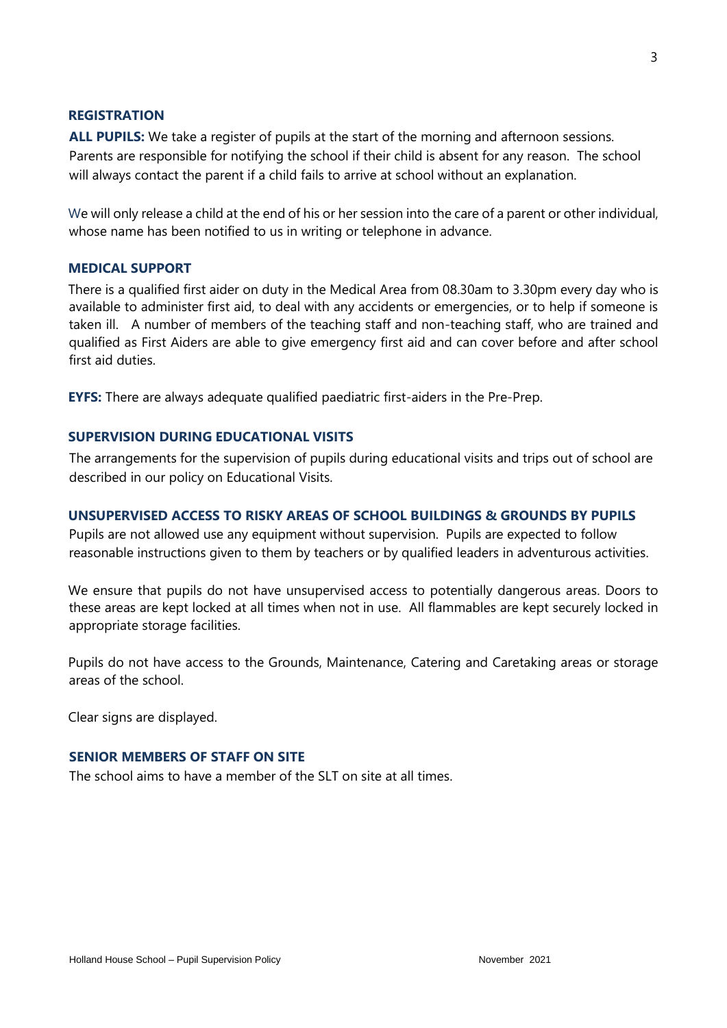## REGISTRATION

**ALL PUPILS:** We take a register of pupils at the start of the morning and afternoon sessions. Parents are responsible for notifying the school if their child is absent for any reason. The school will always contact the parent if a child fails to arrive at school without an explanation.

We will only release a child at the end of his or her session into the care of a parent or other individual, whose name has been notified to us in writing or telephone in advance.

## MEDICAL SUPPORT

There is a qualified first aider on duty in the Medical Area from 08.30am to 3.30pm every day who is available to administer first aid, to deal with any accidents or emergencies, or to help if someone is taken ill. A number of members of the teaching staff and non-teaching staff, who are trained and qualified as First Aiders are able to give emergency first aid and can cover before and after school first aid duties.

**EYFS:** There are always adequate qualified paediatric first-aiders in the Pre-Prep.

## SUPERVISION DURING EDUCATIONAL VISITS

The arrangements for the supervision of pupils during educational visits and trips out of school are described in our policy on Educational Visits.

## UNSUPERVISED ACCESS TO RISKY AREAS OF SCHOOL BUILDINGS & GROUNDS BY PUPILS

Pupils are not allowed use any equipment without supervision. Pupils are expected to follow reasonable instructions given to them by teachers or by qualified leaders in adventurous activities.

We ensure that pupils do not have unsupervised access to potentially dangerous areas. Doors to these areas are kept locked at all times when not in use. All flammables are kept securely locked in appropriate storage facilities.

Pupils do not have access to the Grounds, Maintenance, Catering and Caretaking areas or storage areas of the school.

Clear signs are displayed.

## SENIOR MEMBERS OF STAFF ON SITE

The school aims to have a member of the SLT on site at all times.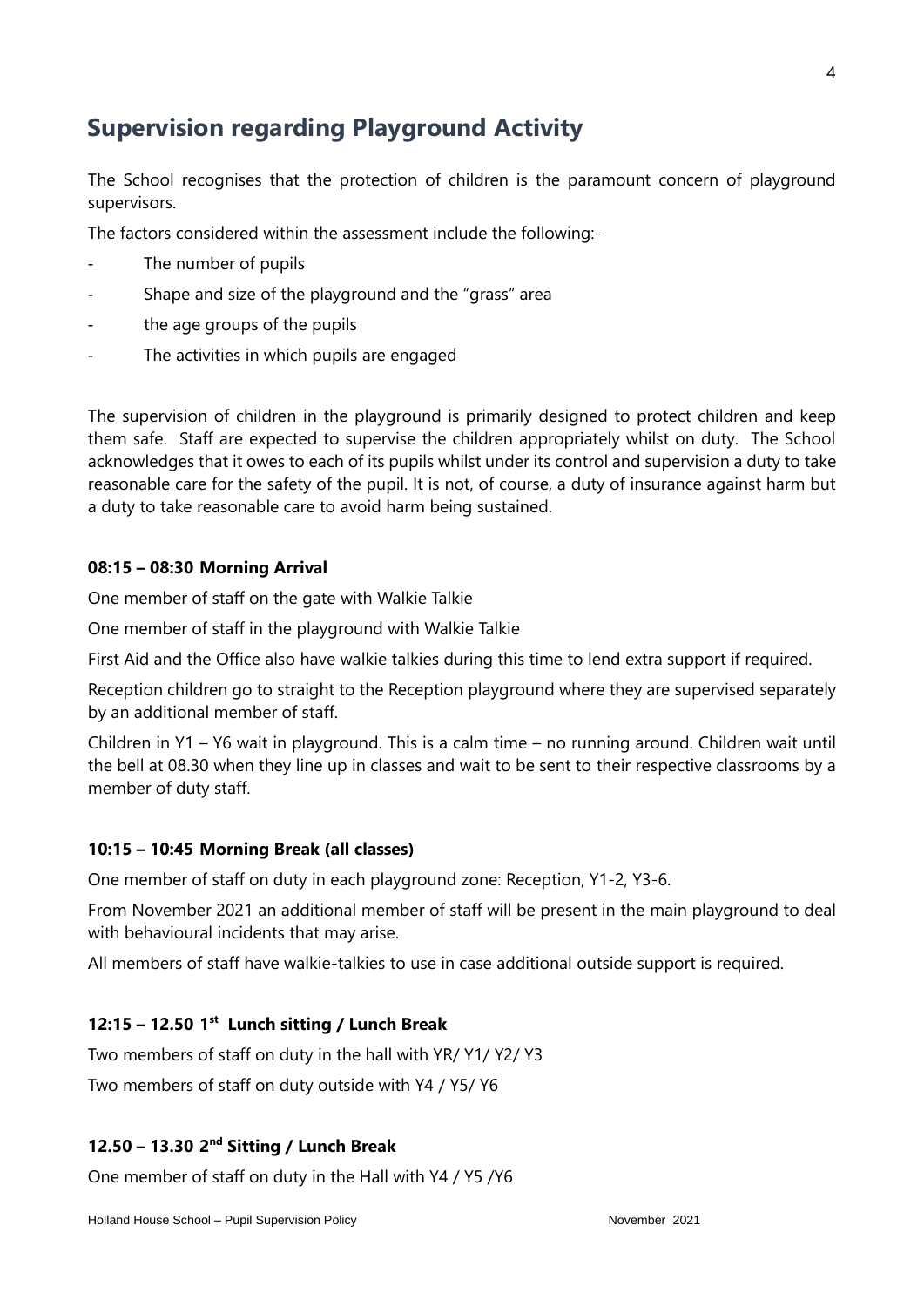## Supervision regarding Playground Activity

The School recognises that the protection of children is the paramount concern of playground supervisors.

The factors considered within the assessment include the following:-

- The number of pupils
- Shape and size of the playground and the "grass" area
- the age groups of the pupils
- The activities in which pupils are engaged

The supervision of children in the playground is primarily designed to protect children and keep them safe. Staff are expected to supervise the children appropriately whilst on duty. The School acknowledges that it owes to each of its pupils whilst under its control and supervision a duty to take reasonable care for the safety of the pupil. It is not, of course, a duty of insurance against harm but a duty to take reasonable care to avoid harm being sustained.

**08:15 – 08:30 Morning Arrival**

One member of staff on the gate with Walkie Talkie

One member of staff in the playground with Walkie Talkie

First Aid and the Office also have walkie talkies during this time to lend extra support if required.

Reception children go to straight to the Reception playground where they are supervised separately by an additional member of staff.

Children in Y1 – Y6 wait in playground. This is a calm time – no running around. Children wait until the bell at 08.30 when they line up in classes and wait to be sent to their respective classrooms by a member of duty staff.

**10:15 – 10:45 Morning Break (all classes)**

One member of staff on duty in each playground zone: Reception, Y1-2, Y3-6.

From November 2021 an additional member of staff will be present in the main playground to deal with behavioural incidents that may arise.

All members of staff have walkie-talkies to use in case additional outside support is required.

**12:15 – 12.50 1st Lunch sitting / Lunch Break**

Two members of staff on duty in the hall with YR/ Y1/ Y2/ Y3

Two members of staff on duty outside with Y4 / Y5/ Y6

**12.50 – 13.30 2nd Sitting / Lunch Break**

One member of staff on duty in the Hall with Y4 / Y5 /Y6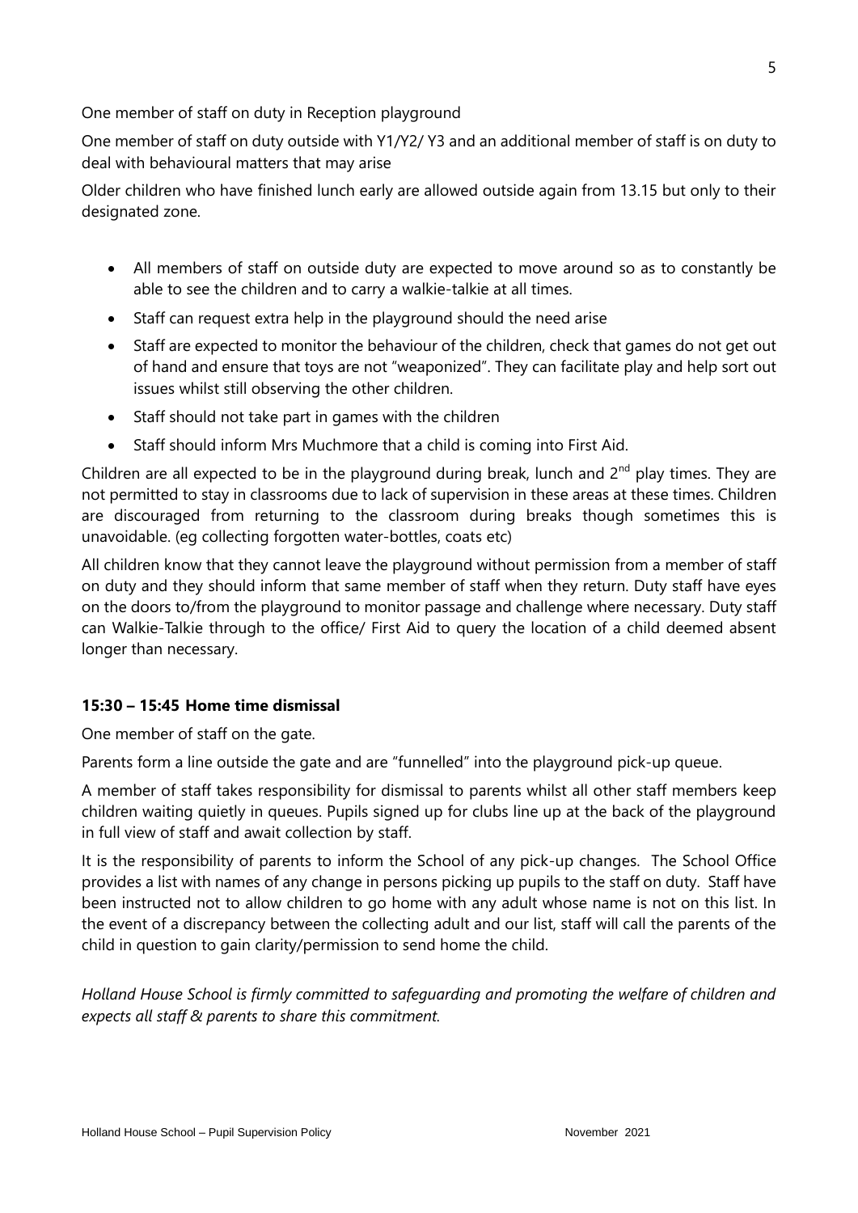One member of staff on duty in Reception playground

One member of staff on duty outside with Y1/Y2/ Y3 and an additional member of staff is on duty to deal with behavioural matters that may arise

Older children who have finished lunch early are allowed outside again from 13.15 but only to their designated zone.

- All members of staff on outside duty are expected to move around so as to constantly be able to see the children and to carry a walkie-talkie at all times.
- Staff can request extra help in the playground should the need arise
- Staff are expected to monitor the behaviour of the children, check that games do not get out of hand and ensure that toys are not "weaponized". They can facilitate play and help sort out issues whilst still observing the other children.
- Staff should not take part in games with the children
- Staff should inform Mrs Muchmore that a child is coming into First Aid.

Children are all expected to be in the playground during break, lunch and 2nd play times. They are not permitted to stay in classrooms due to lack of supervision in these areas at these times. Children are discouraged from returning to the classroom during breaks though sometimes this is unavoidable. (eg collecting forgotten water-bottles, coats etc)

All children know that they cannot leave the playground without permission from a member of staff on duty and they should inform that same member of staff when they return. Duty staff have eyes on the doors to/from the playground to monitor passage and challenge where necessary. Duty staff can Walkie-Talkie through to the office/ First Aid to query the location of a child deemed absent longer than necessary.

**15:30 – 15:45 Home time dismissal**

One member of staff on the gate.

Parents form a line outside the gate and are "funnelled" into the playground pick-up queue.

A member of staff takes responsibility for dismissal to parents whilst all other staff members keep children waiting quietly in queues. Pupils signed up for clubs line up at the back of the playground in full view of staff and await collection by staff.

It is the responsibility of parents to inform the School of any pick-up changes. The School Office provides a list with names of any change in persons picking up pupils to the staff on duty. Staff have been instructed not to allow children to go home with any adult whose name is not on this list. In the event of a discrepancy between the collecting adult and our list, staff will call the parents of the child in question to gain clarity/permission to send home the child.

*Holland House School is firmly committed to safeguarding and promoting the welfare of children and expects all staff & parents to share this commitment.*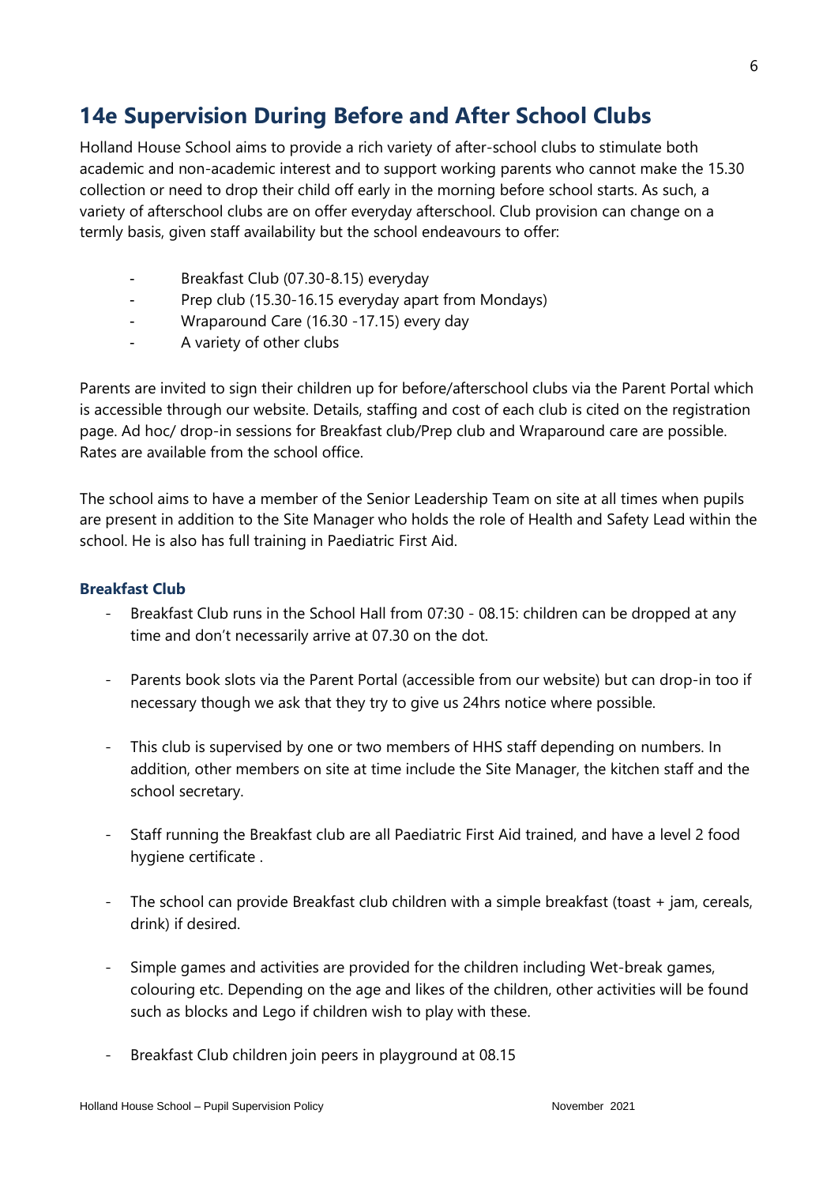## 14e Supervision During Before and After School Clubs

Holland House School aims to provide a rich variety of after-school clubs to stimulate both academic and non-academic interest and to support working parents who cannot make the 15.30 collection or need to drop their child off early in the morning before school starts. As such, a variety of afterschool clubs are on offer everyday afterschool. Club provision can change on a termly basis, given staff availability but the school endeavours to offer:

- Breakfast Club (07.30-8.15) everyday
- Prep club (15.30-16.15 everyday apart from Mondays)
- Wraparound Care (16.30 -17.15) every day
- A variety of other clubs

Parents are invited to sign their children up for before/afterschool clubs via the Parent Portal which is accessible through our website. Details, staffing and cost of each club is cited on the registration page. Ad hoc/ drop-in sessions for Breakfast club/Prep club and Wraparound care are possible. Rates are available from the school office.

The school aims to have a member of the Senior Leadership Team on site at all times when pupils are present in addition to the Site Manager who holds the role of Health and Safety Lead within the school. He is also has full training in Paediatric First Aid.

### Breakfast Club

- Breakfast Club runs in the School Hall from 07:30 - 08.15: children can be dropped at any time and don't necessarily arrive at 07.30 on the dot.
- Parents book slots via the Parent Portal (accessible from our website) but can drop-in too if necessary though we ask that they try to give us 24hrs notice where possible.
- This club is supervised by one or two members of HHS staff depending on numbers. In addition, other members on site at time include the Site Manager, the kitchen staff and the school secretary.
- Staff running the Breakfast club are all Paediatric First Aid trained, and have a level 2 food hygiene certificate .
- The school can provide Breakfast club children with a simple breakfast (toast + jam, cereals, drink) if desired.
- Simple games and activities are provided for the children including Wet-break games, colouring etc. Depending on the age and likes of the children, other activities will be found such as blocks and Lego if children wish to play with these.
- Breakfast Club children join peers in playground at 08.15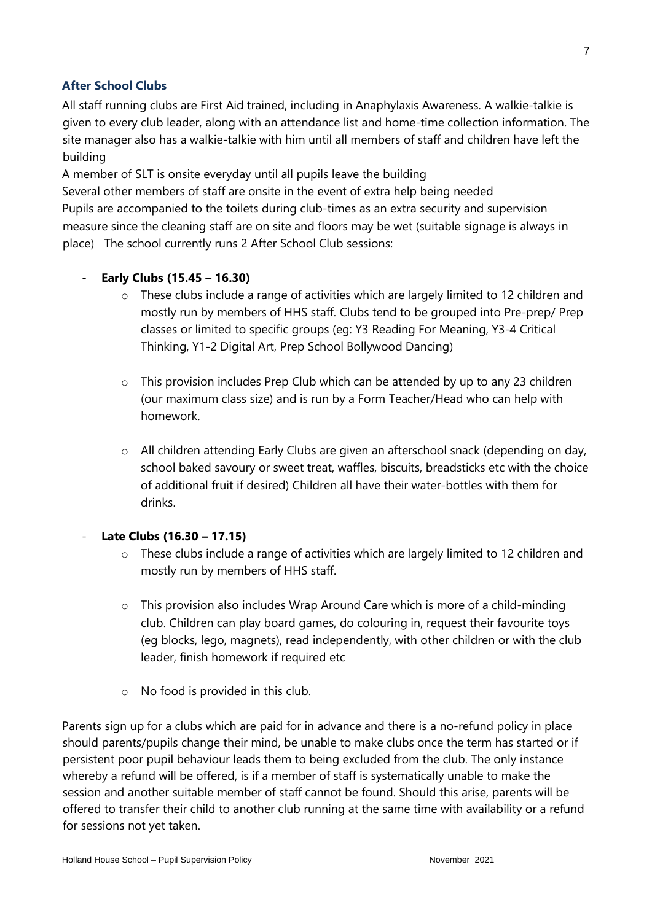### After School Clubs

All staff running clubs are First Aid trained, including in Anaphylaxis Awareness. A walkie-talkie is given to every club leader, along with an attendance list and home-time collection information. The site manager also has a walkie-talkie with him until all members of staff and children have left the building

A member of SLT is onsite everyday until all pupils leave the building

Several other members of staff are onsite in the event of extra help being needed

Pupils are accompanied to the toilets during club-times as an extra security and supervision measure since the cleaning staff are on site and floors may be wet (suitable signage is always in place) The school currently runs 2 After School Club sessions:

- **Early Clubs (15.45 – 16.30)**
  - These clubs include a range of activities which are largely limited to 12 children and mostly run by members of HHS staff. Clubs tend to be grouped into Pre-prep/ Prep classes or limited to specific groups (eg: Y3 Reading For Meaning, Y3-4 Critical Thinking, Y1-2 Digital Art, Prep School Bollywood Dancing)
  - This provision includes Prep Club which can be attended by up to any 23 children (our maximum class size) and is run by a Form Teacher/Head who can help with homework.
  - All children attending Early Clubs are given an afterschool snack (depending on day, school baked savoury or sweet treat, waffles, biscuits, breadsticks etc with the choice of additional fruit if desired) Children all have their water-bottles with them for drinks.

- **Late Clubs (16.30 – 17.15)**
  - These clubs include a range of activities which are largely limited to 12 children and mostly run by members of HHS staff.
  - This provision also includes Wrap Around Care which is more of a child-minding club. Children can play board games, do colouring in, request their favourite toys (eg blocks, lego, magnets), read independently, with other children or with the club leader, finish homework if required etc
  - No food is provided in this club.

Parents sign up for a clubs which are paid for in advance and there is a no-refund policy in place should parents/pupils change their mind, be unable to make clubs once the term has started or if persistent poor pupil behaviour leads them to being excluded from the club. The only instance whereby a refund will be offered, is if a member of staff is systematically unable to make the session and another suitable member of staff cannot be found. Should this arise, parents will be offered to transfer their child to another club running at the same time with availability or a refund for sessions not yet taken.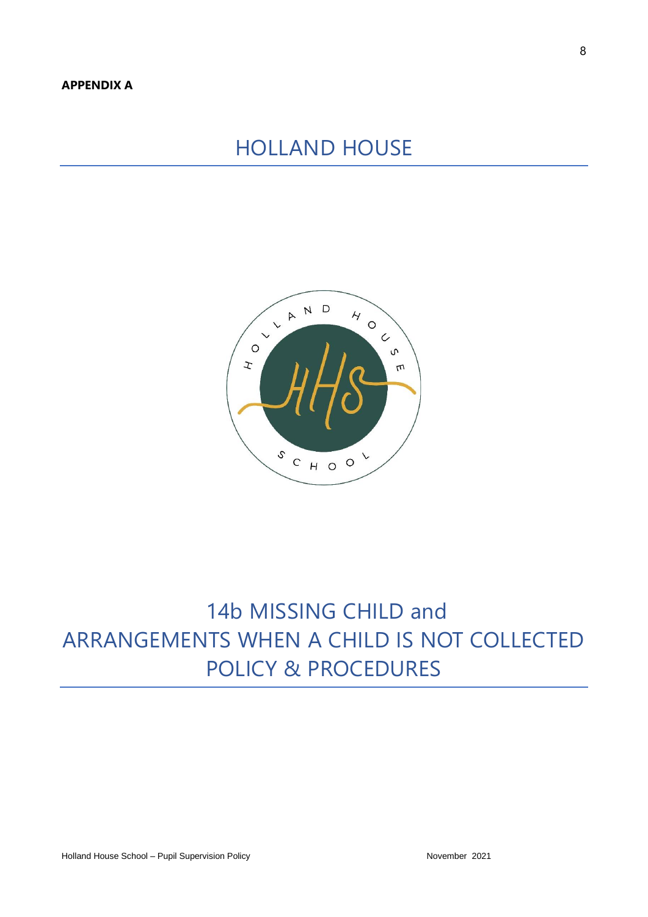**APPENDIX A**

# HOLLAND HOUSE

# 14b MISSING CHILD and ARRANGEMENTS WHEN A CHILD IS NOT COLLECTED POLICY & PROCEDURES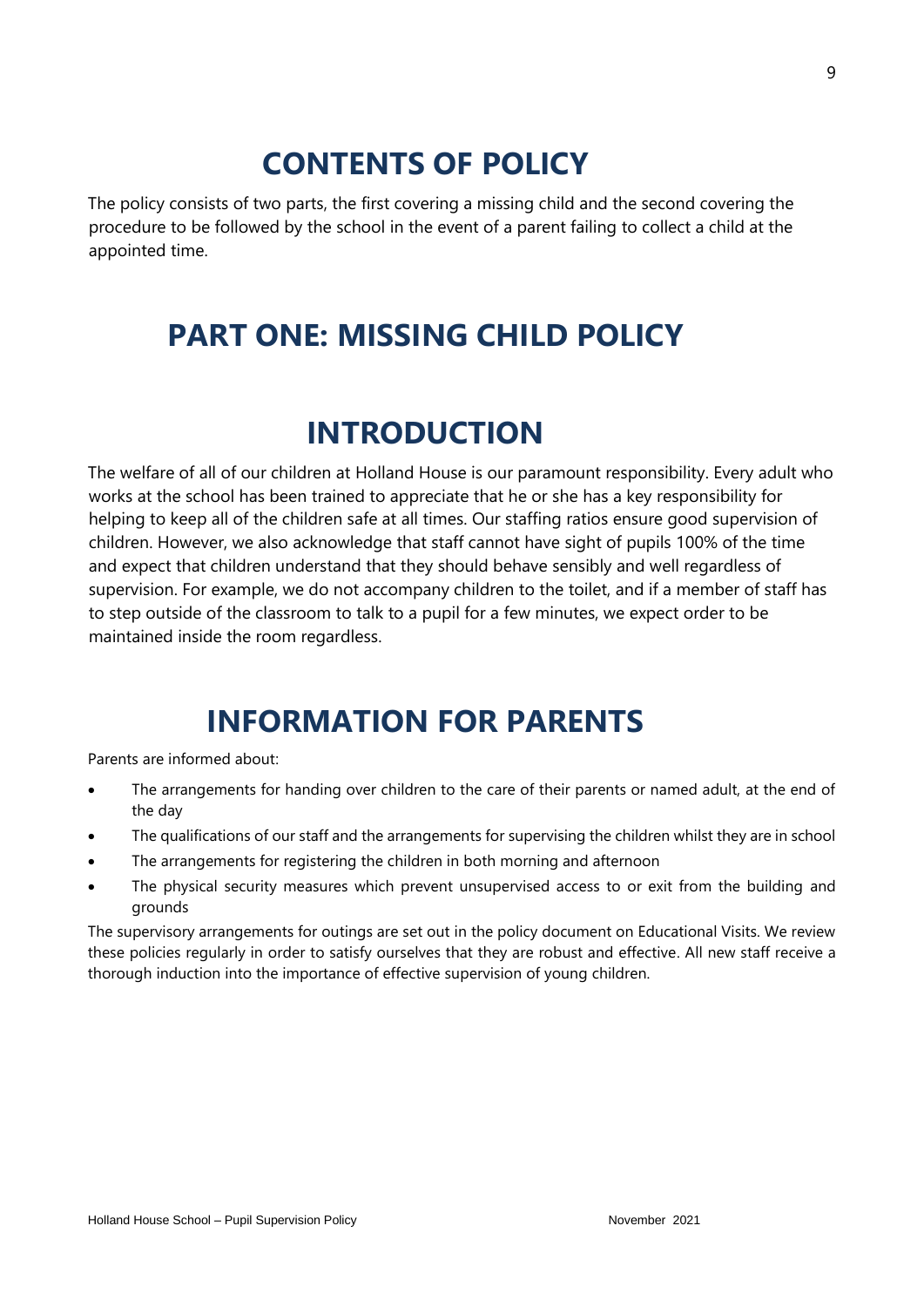# CONTENTS OF POLICY

The policy consists of two parts, the first covering a missing child and the second covering the procedure to be followed by the school in the event of a parent failing to collect a child at the appointed time.

# PART ONE: MISSING CHILD POLICY

## INTRODUCTION

The welfare of all of our children at Holland House is our paramount responsibility. Every adult who works at the school has been trained to appreciate that he or she has a key responsibility for helping to keep all of the children safe at all times. Our staffing ratios ensure good supervision of children. However, we also acknowledge that staff cannot have sight of pupils 100% of the time and expect that children understand that they should behave sensibly and well regardless of supervision. For example, we do not accompany children to the toilet, and if a member of staff has to step outside of the classroom to talk to a pupil for a few minutes, we expect order to be maintained inside the room regardless.

## INFORMATION FOR PARENTS

Parents are informed about:

- The arrangements for handing over children to the care of their parents or named adult, at the end of the day
- The qualifications of our staff and the arrangements for supervising the children whilst they are in school
- The arrangements for registering the children in both morning and afternoon
- The physical security measures which prevent unsupervised access to or exit from the building and grounds

The supervisory arrangements for outings are set out in the policy document on Educational Visits. We review these policies regularly in order to satisfy ourselves that they are robust and effective. All new staff receive a thorough induction into the importance of effective supervision of young children.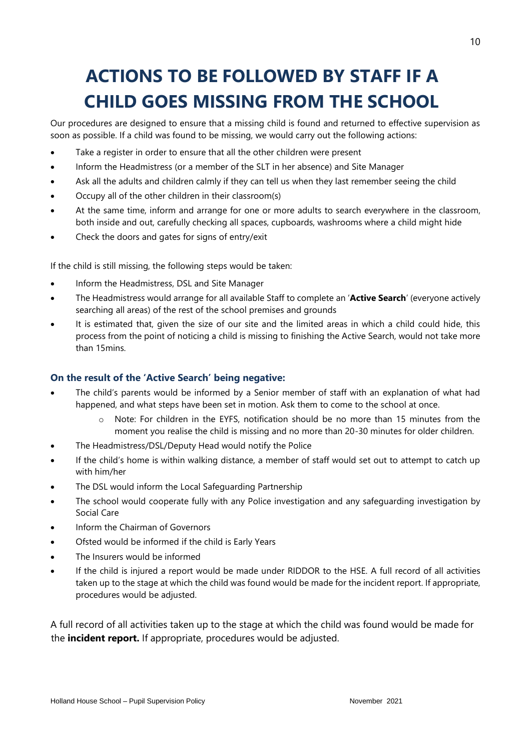# ACTIONS TO BE FOLLOWED BY STAFF IF A CHILD GOES MISSING FROM THE SCHOOL

Our procedures are designed to ensure that a missing child is found and returned to effective supervision as soon as possible. If a child was found to be missing, we would carry out the following actions:

- Take a register in order to ensure that all the other children were present
- Inform the Headmistress (or a member of the SLT in her absence) and Site Manager
- Ask all the adults and children calmly if they can tell us when they last remember seeing the child
- Occupy all of the other children in their classroom(s)
- At the same time, inform and arrange for one or more adults to search everywhere in the classroom, both inside and out, carefully checking all spaces, cupboards, washrooms where a child might hide
- Check the doors and gates for signs of entry/exit

If the child is still missing, the following steps would be taken:

- Inform the Headmistress, DSL and Site Manager
- The Headmistress would arrange for all available Staff to complete an '**Active Search**' (everyone actively searching all areas) of the rest of the school premises and grounds
- It is estimated that, given the size of our site and the limited areas in which a child could hide, this process from the point of noticing a child is missing to finishing the Active Search, would not take more than 15mins.

### On the result of the 'Active Search' being negative:

- The child's parents would be informed by a Senior member of staff with an explanation of what had happened, and what steps have been set in motion. Ask them to come to the school at once.
  - Note: For children in the EYFS, notification should be no more than 15 minutes from the moment you realise the child is missing and no more than 20-30 minutes for older children.
- The Headmistress/DSL/Deputy Head would notify the Police
- If the child's home is within walking distance, a member of staff would set out to attempt to catch up with him/her
- The DSL would inform the Local Safeguarding Partnership
- The school would cooperate fully with any Police investigation and any safeguarding investigation by Social Care
- Inform the Chairman of Governors
- Ofsted would be informed if the child is Early Years
- The Insurers would be informed
- If the child is injured a report would be made under RIDDOR to the HSE. A full record of all activities taken up to the stage at which the child was found would be made for the incident report. If appropriate, procedures would be adjusted.

A full record of all activities taken up to the stage at which the child was found would be made for the **incident report.** If appropriate, procedures would be adjusted.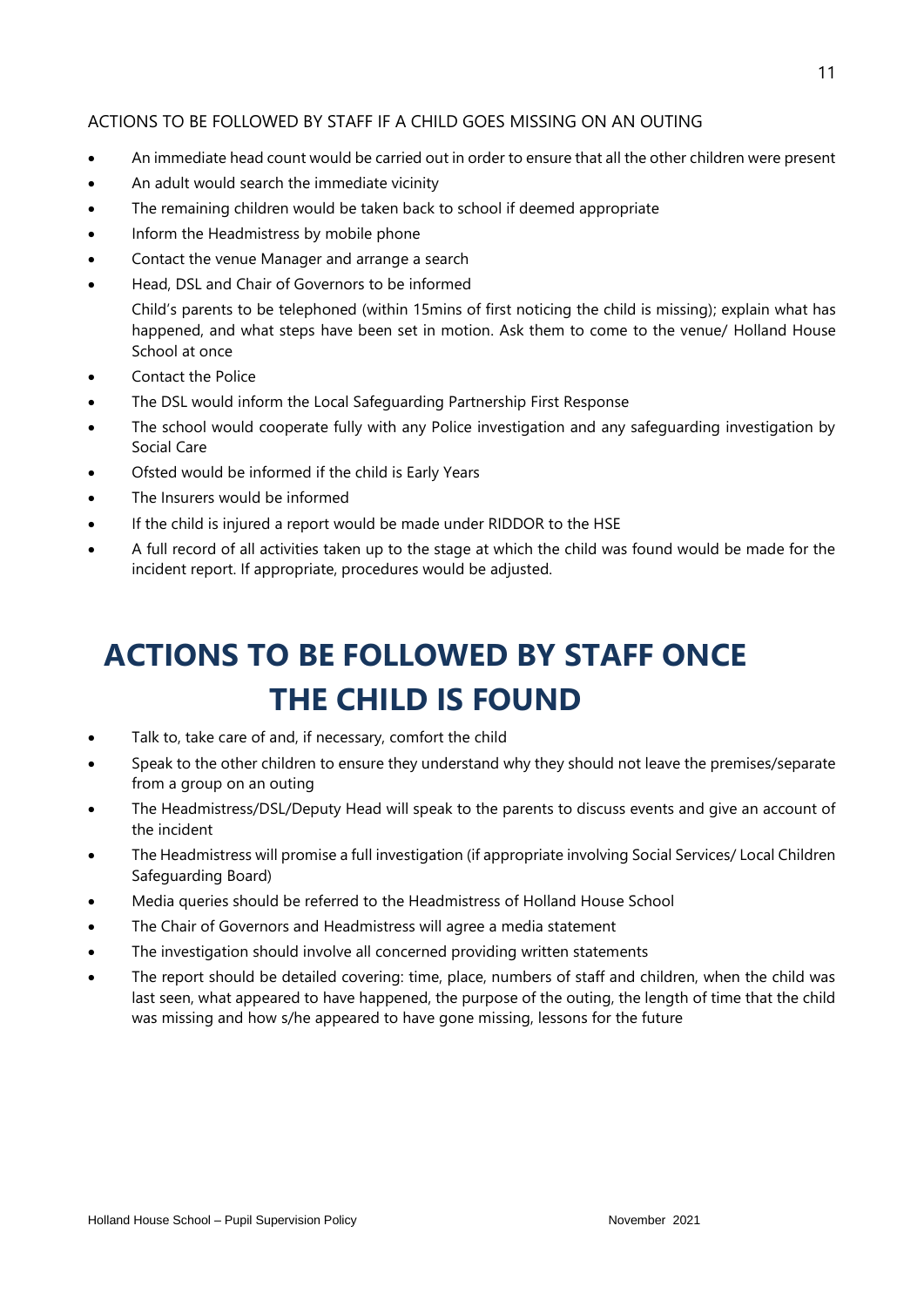ACTIONS TO BE FOLLOWED BY STAFF IF A CHILD GOES MISSING ON AN OUTING

- An immediate head count would be carried out in order to ensure that all the other children were present
- An adult would search the immediate vicinity
- The remaining children would be taken back to school if deemed appropriate
- Inform the Headmistress by mobile phone
- Contact the venue Manager and arrange a search
- Head, DSL and Chair of Governors to be informed

  Child's parents to be telephoned (within 15mins of first noticing the child is missing); explain what has happened, and what steps have been set in motion. Ask them to come to the venue/ Holland House School at once
- Contact the Police
- The DSL would inform the Local Safeguarding Partnership First Response
- The school would cooperate fully with any Police investigation and any safeguarding investigation by Social Care
- Ofsted would be informed if the child is Early Years
- The Insurers would be informed
- If the child is injured a report would be made under RIDDOR to the HSE
- A full record of all activities taken up to the stage at which the child was found would be made for the incident report. If appropriate, procedures would be adjusted.

# ACTIONS TO BE FOLLOWED BY STAFF ONCE THE CHILD IS FOUND

- Talk to, take care of and, if necessary, comfort the child
- Speak to the other children to ensure they understand why they should not leave the premises/separate from a group on an outing
- The Headmistress/DSL/Deputy Head will speak to the parents to discuss events and give an account of the incident
- The Headmistress will promise a full investigation (if appropriate involving Social Services/ Local Children Safeguarding Board)
- Media queries should be referred to the Headmistress of Holland House School
- The Chair of Governors and Headmistress will agree a media statement
- The investigation should involve all concerned providing written statements
- The report should be detailed covering: time, place, numbers of staff and children, when the child was last seen, what appeared to have happened, the purpose of the outing, the length of time that the child was missing and how s/he appeared to have gone missing, lessons for the future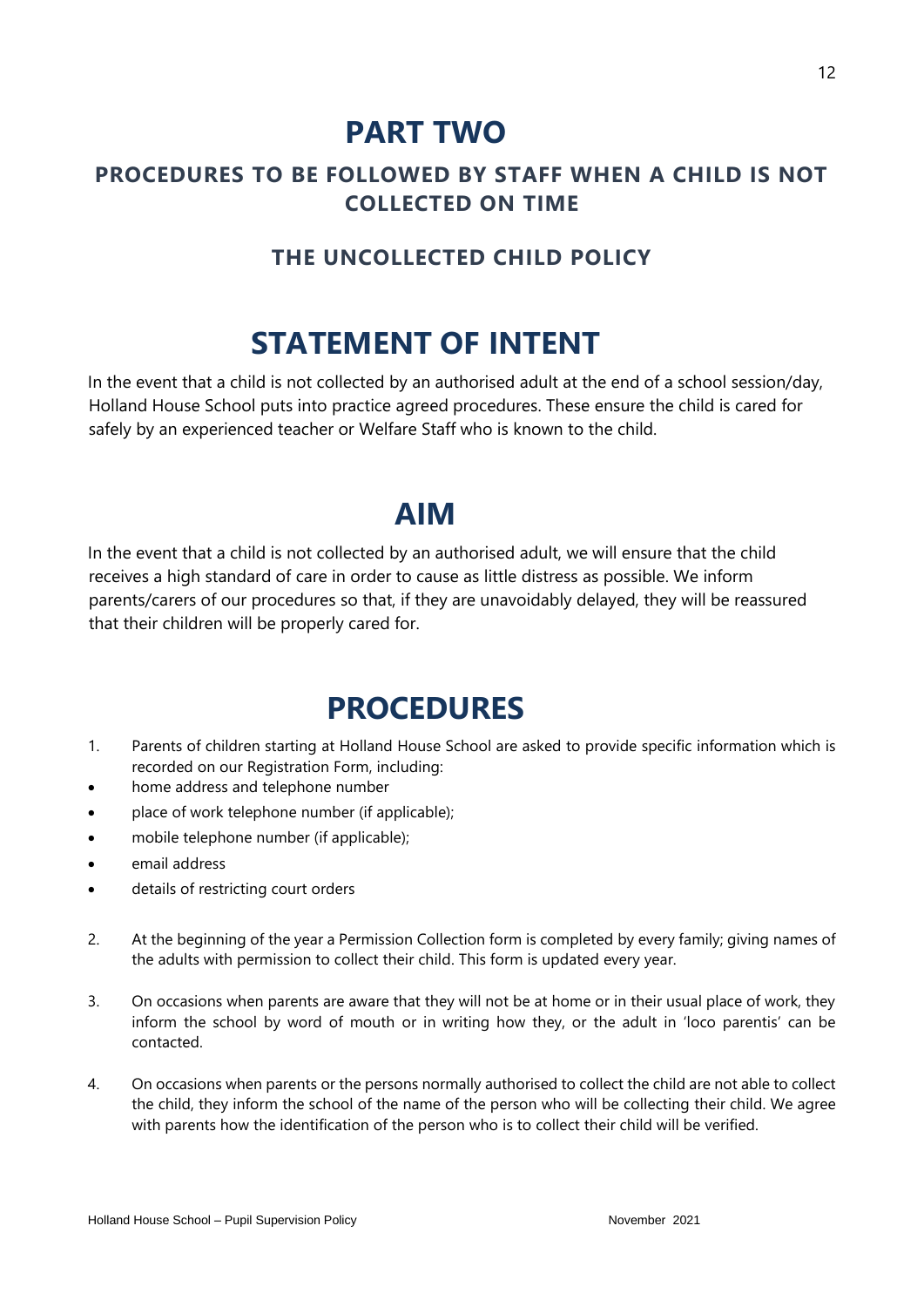# PART TWO

## PROCEDURES TO BE FOLLOWED BY STAFF WHEN A CHILD IS NOT COLLECTED ON TIME

### THE UNCOLLECTED CHILD POLICY

# STATEMENT OF INTENT

In the event that a child is not collected by an authorised adult at the end of a school session/day, Holland House School puts into practice agreed procedures. These ensure the child is cared for safely by an experienced teacher or Welfare Staff who is known to the child.

# AIM

In the event that a child is not collected by an authorised adult, we will ensure that the child receives a high standard of care in order to cause as little distress as possible. We inform parents/carers of our procedures so that, if they are unavoidably delayed, they will be reassured that their children will be properly cared for.

# PROCEDURES

1. Parents of children starting at Holland House School are asked to provide specific information which is recorded on our Registration Form, including:
    - home address and telephone number
    - place of work telephone number (if applicable);
    - mobile telephone number (if applicable);
    - email address
    - details of restricting court orders

2. At the beginning of the year a Permission Collection form is completed by every family; giving names of the adults with permission to collect their child. This form is updated every year.

3. On occasions when parents are aware that they will not be at home or in their usual place of work, they inform the school by word of mouth or in writing how they, or the adult in 'loco parentis' can be contacted.

4. On occasions when parents or the persons normally authorised to collect the child are not able to collect the child, they inform the school of the name of the person who will be collecting their child. We agree with parents how the identification of the person who is to collect their child will be verified.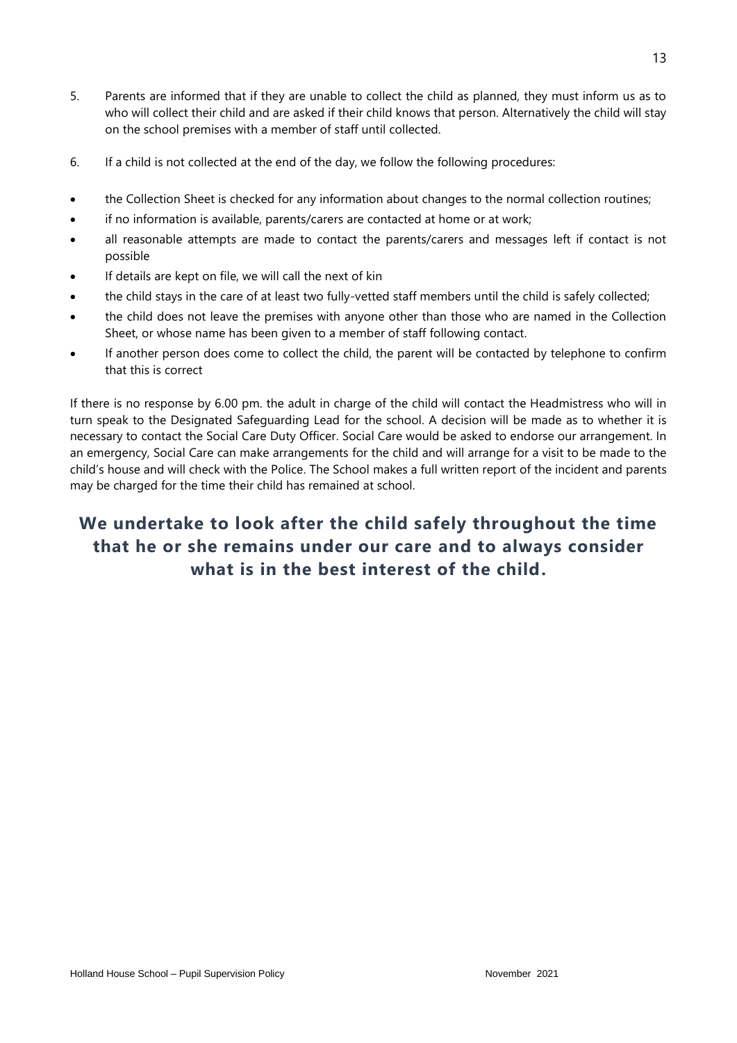5. Parents are informed that if they are unable to collect the child as planned, they must inform us as to who will collect their child and are asked if their child knows that person. Alternatively the child will stay on the school premises with a member of staff until collected.

6. If a child is not collected at the end of the day, we follow the following procedures:

- the Collection Sheet is checked for any information about changes to the normal collection routines;
- if no information is available, parents/carers are contacted at home or at work;
- all reasonable attempts are made to contact the parents/carers and messages left if contact is not possible
- If details are kept on file, we will call the next of kin
- the child stays in the care of at least two fully-vetted staff members until the child is safely collected;
- the child does not leave the premises with anyone other than those who are named in the Collection Sheet, or whose name has been given to a member of staff following contact.
- If another person does come to collect the child, the parent will be contacted by telephone to confirm that this is correct

If there is no response by 6.00 pm. the adult in charge of the child will contact the Headmistress who will in turn speak to the Designated Safeguarding Lead for the school. A decision will be made as to whether it is necessary to contact the Social Care Duty Officer. Social Care would be asked to endorse our arrangement. In an emergency, Social Care can make arrangements for the child and will arrange for a visit to be made to the child's house and will check with the Police. The School makes a full written report of the incident and parents may be charged for the time their child has remained at school.

## We undertake to look after the child safely throughout the time that he or she remains under our care and to always consider what is in the best interest of the child.